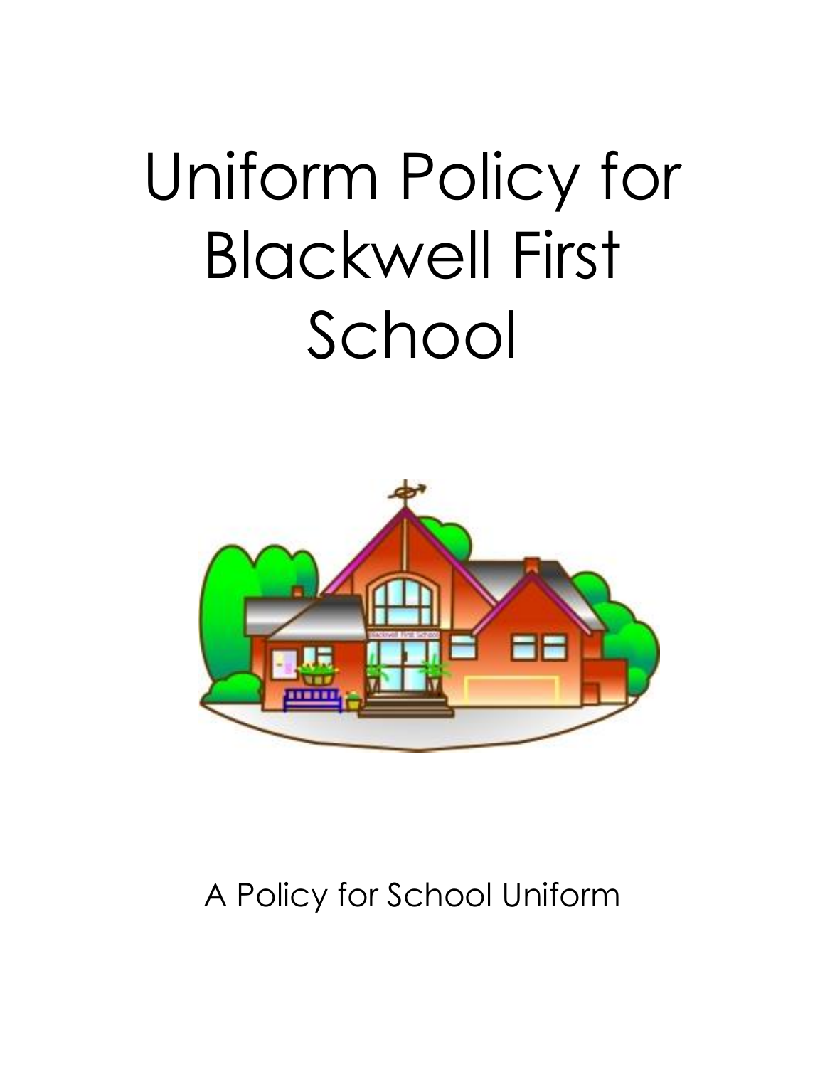# Uniform Policy for Blackwell First School

A Policy for School Uniform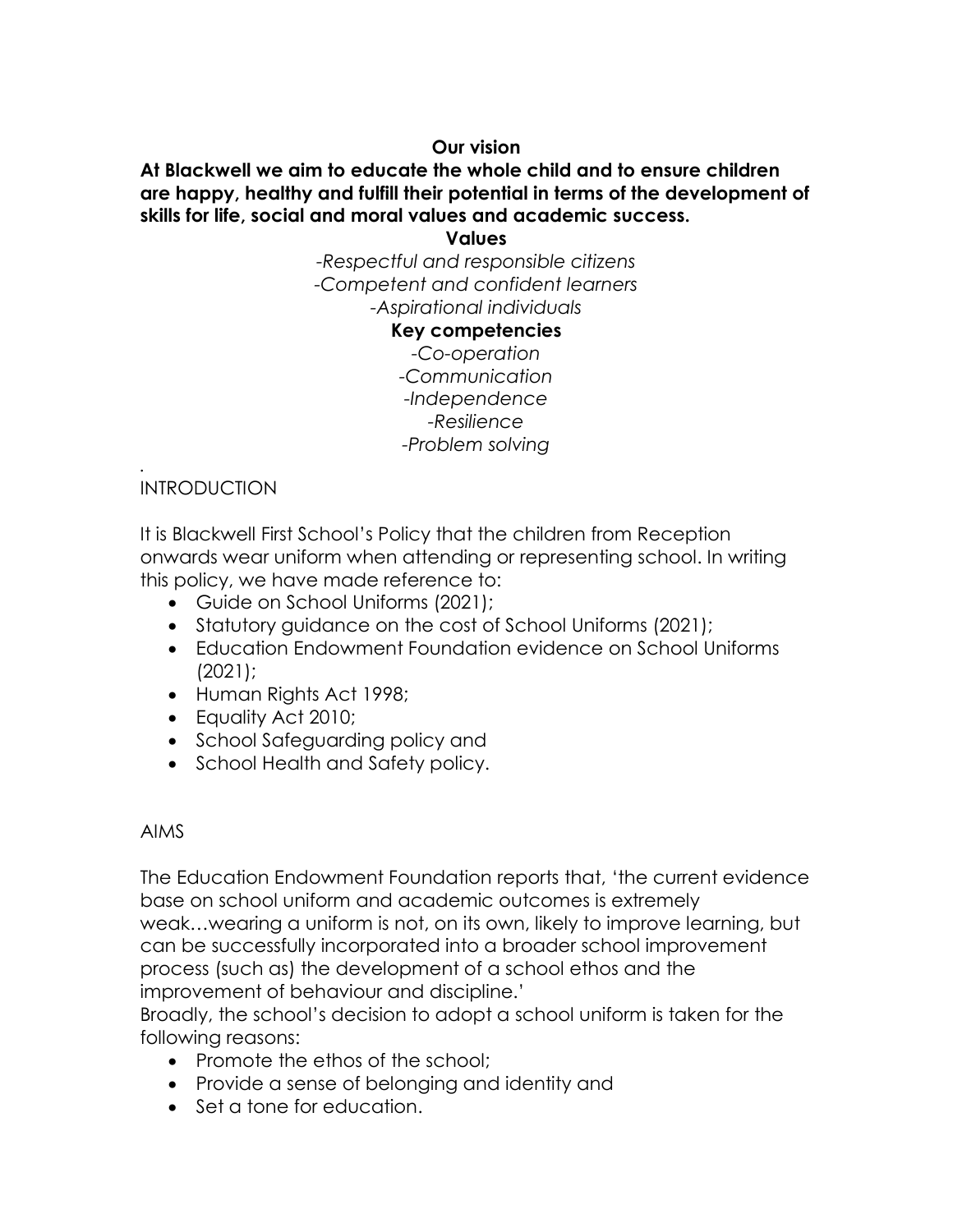**Our vision**

**At Blackwell we aim to educate the whole child and to ensure children are happy, healthy and fulfill their potential in terms of the development of skills for life, social and moral values and academic success.**

**Values**

*-Respectful and responsible citizens*
*-Competent and confident learners*
*-Aspirational individuals*

**Key competencies**

*-Co-operation*
*-Communication*
*-Independence*
*-Resilience*
*-Problem solving*

.

INTRODUCTION

It is Blackwell First School's Policy that the children from Reception onwards wear uniform when attending or representing school. In writing this policy, we have made reference to:

- Guide on School Uniforms (2021);
- Statutory guidance on the cost of School Uniforms (2021);
- Education Endowment Foundation evidence on School Uniforms (2021);
- Human Rights Act 1998;
- Equality Act 2010;
- School Safeguarding policy and
- School Health and Safety policy.

AIMS

The Education Endowment Foundation reports that, 'the current evidence base on school uniform and academic outcomes is extremely weak…wearing a uniform is not, on its own, likely to improve learning, but can be successfully incorporated into a broader school improvement process (such as) the development of a school ethos and the improvement of behaviour and discipline.'

Broadly, the school's decision to adopt a school uniform is taken for the following reasons:

- Promote the ethos of the school;
- Provide a sense of belonging and identity and
- Set a tone for education.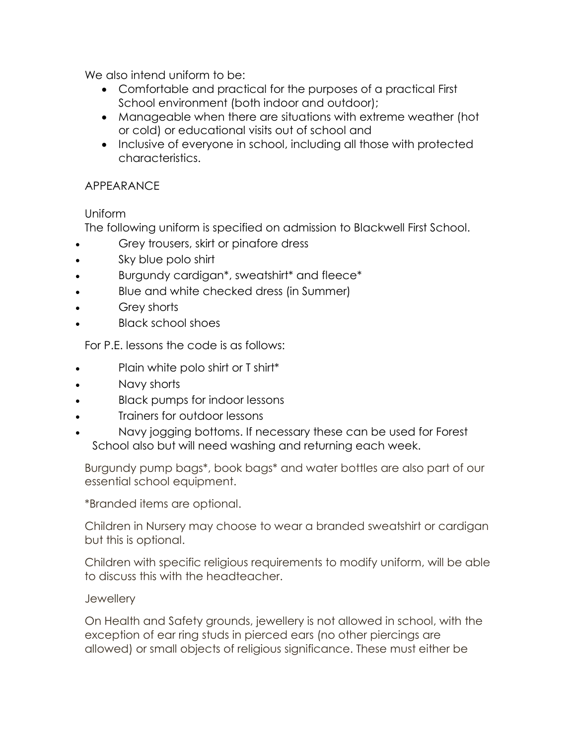We also intend uniform to be:

- Comfortable and practical for the purposes of a practical First School environment (both indoor and outdoor);
- Manageable when there are situations with extreme weather (hot or cold) or educational visits out of school and
- Inclusive of everyone in school, including all those with protected characteristics.

## APPEARANCE

### Uniform

The following uniform is specified on admission to Blackwell First School.

- Grey trousers, skirt or pinafore dress
- Sky blue polo shirt
- Burgundy cardigan*, sweatshirt* and fleece*
- Blue and white checked dress (in Summer)
- Grey shorts
- Black school shoes

For P.E. lessons the code is as follows:

- Plain white polo shirt or T shirt*
- Navy shorts
- Black pumps for indoor lessons
- Trainers for outdoor lessons
- Navy jogging bottoms. If necessary these can be used for Forest School also but will need washing and returning each week.

Burgundy pump bags*, book bags* and water bottles are also part of our essential school equipment.

*Branded items are optional.

Children in Nursery may choose to wear a branded sweatshirt or cardigan but this is optional.

Children with specific religious requirements to modify uniform, will be able to discuss this with the headteacher.

### Jewellery

On Health and Safety grounds, jewellery is not allowed in school, with the exception of ear ring studs in pierced ears (no other piercings are allowed) or small objects of religious significance. These must either be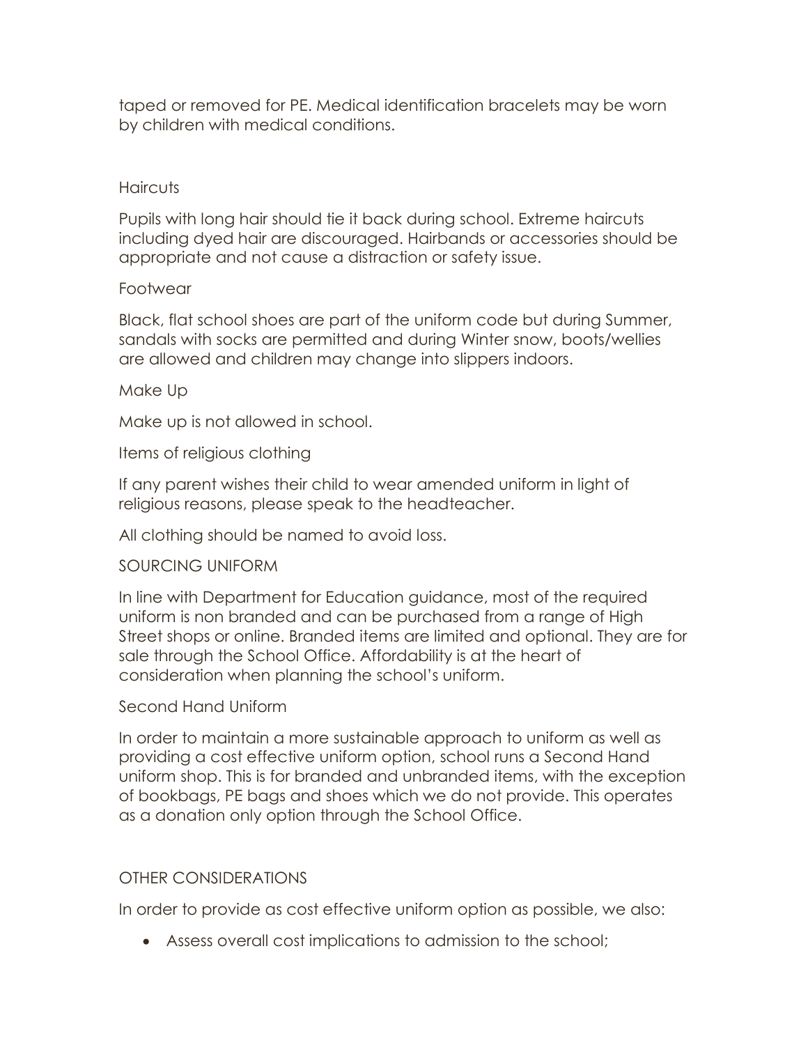taped or removed for PE. Medical identification bracelets may be worn by children with medical conditions.

### Haircuts

Pupils with long hair should tie it back during school. Extreme haircuts including dyed hair are discouraged. Hairbands or accessories should be appropriate and not cause a distraction or safety issue.

### Footwear

Black, flat school shoes are part of the uniform code but during Summer, sandals with socks are permitted and during Winter snow, boots/wellies are allowed and children may change into slippers indoors.

### Make Up

Make up is not allowed in school.

### Items of religious clothing

If any parent wishes their child to wear amended uniform in light of religious reasons, please speak to the headteacher.

All clothing should be named to avoid loss.

## SOURCING UNIFORM

In line with Department for Education guidance, most of the required uniform is non branded and can be purchased from a range of High Street shops or online. Branded items are limited and optional. They are for sale through the School Office. Affordability is at the heart of consideration when planning the school's uniform.

### Second Hand Uniform

In order to maintain a more sustainable approach to uniform as well as providing a cost effective uniform option, school runs a Second Hand uniform shop. This is for branded and unbranded items, with the exception of bookbags, PE bags and shoes which we do not provide. This operates as a donation only option through the School Office.

## OTHER CONSIDERATIONS

In order to provide as cost effective uniform option as possible, we also:

- Assess overall cost implications to admission to the school;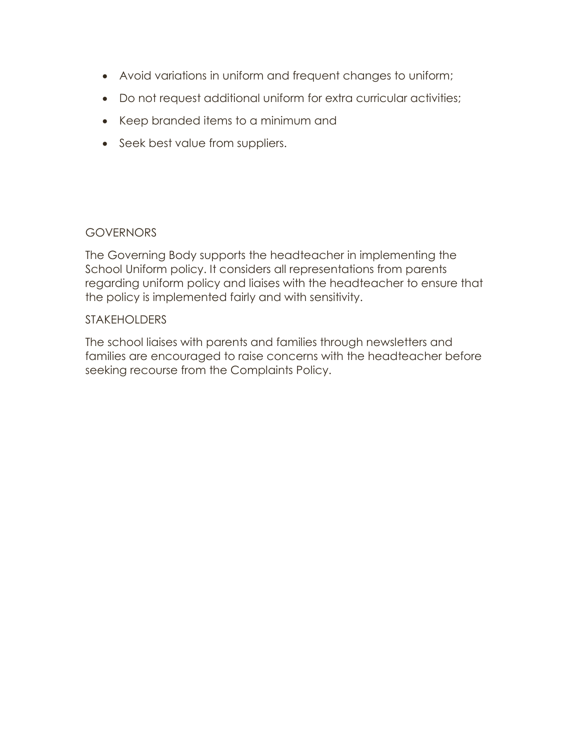- Avoid variations in uniform and frequent changes to uniform;
- Do not request additional uniform for extra curricular activities;
- Keep branded items to a minimum and
- Seek best value from suppliers.

## GOVERNORS

The Governing Body supports the headteacher in implementing the School Uniform policy. It considers all representations from parents regarding uniform policy and liaises with the headteacher to ensure that the policy is implemented fairly and with sensitivity.

## STAKEHOLDERS

The school liaises with parents and families through newsletters and families are encouraged to raise concerns with the headteacher before seeking recourse from the Complaints Policy.